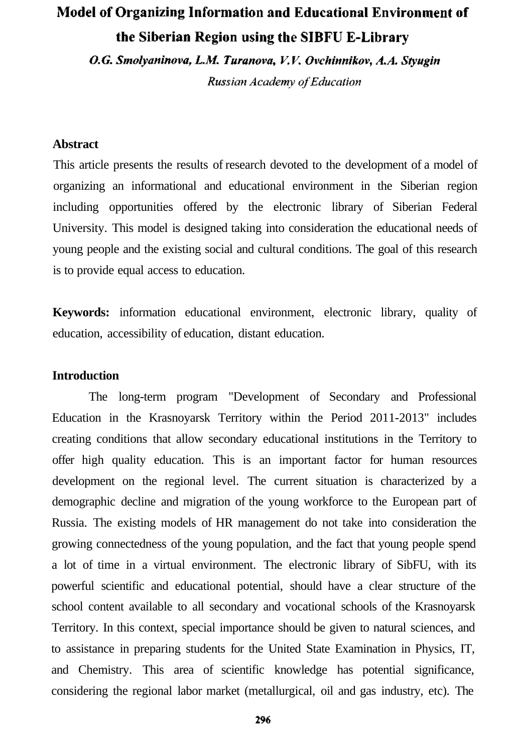# Model of Organizing Information and Educational Environment of the Siberian Region using the SIBFU E-Library

***O.G. Smolyaninova, L.M. Turanova, V.V. Ovchinnikov, A.A. Styugin***

*Russian Academy of Education*

## Abstract

This article presents the results of research devoted to the development of a model of organizing an informational and educational environment in the Siberian region including opportunities offered by the electronic library of Siberian Federal University. This model is designed taking into consideration the educational needs of young people and the existing social and cultural conditions. The goal of this research is to provide equal access to education.

**Keywords:** information educational environment, electronic library, quality of education, accessibility of education, distant education.

## Introduction

The long-term program "Development of Secondary and Professional Education in the Krasnoyarsk Territory within the Period 2011-2013" includes creating conditions that allow secondary educational institutions in the Territory to offer high quality education. This is an important factor for human resources development on the regional level. The current situation is characterized by a demographic decline and migration of the young workforce to the European part of Russia. The existing models of HR management do not take into consideration the growing connectedness of the young population, and the fact that young people spend a lot of time in a virtual environment. The electronic library of SibFU, with its powerful scientific and educational potential, should have a clear structure of the school content available to all secondary and vocational schools of the Krasnoyarsk Territory. In this context, special importance should be given to natural sciences, and to assistance in preparing students for the United State Examination in Physics, IT, and Chemistry. This area of scientific knowledge has potential significance, considering the regional labor market (metallurgical, oil and gas industry, etc). The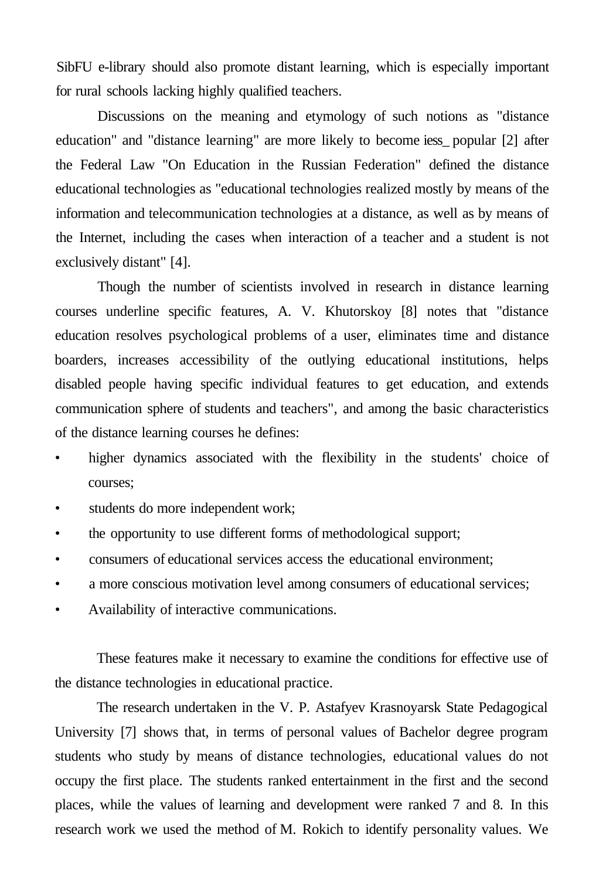SibFU e-library should also promote distant learning, which is especially important for rural schools lacking highly qualified teachers.

Discussions on the meaning and etymology of such notions as "distance education" and "distance learning" are more likely to become iess_ popular [2] after the Federal Law "On Education in the Russian Federation" defined the distance educational technologies as "educational technologies realized mostly by means of the information and telecommunication technologies at a distance, as well as by means of the Internet, including the cases when interaction of a teacher and a student is not exclusively distant" [4].

Though the number of scientists involved in research in distance learning courses underline specific features, A. V. Khutorskoy [8] notes that "distance education resolves psychological problems of a user, eliminates time and distance boarders, increases accessibility of the outlying educational institutions, helps disabled people having specific individual features to get education, and extends communication sphere of students and teachers", and among the basic characteristics of the distance learning courses he defines:

- higher dynamics associated with the flexibility in the students' choice of courses;
- students do more independent work;
- the opportunity to use different forms of methodological support;
- consumers of educational services access the educational environment;
- a more conscious motivation level among consumers of educational services;
- Availability of interactive communications.

These features make it necessary to examine the conditions for effective use of the distance technologies in educational practice.

The research undertaken in the V. P. Astafyev Krasnoyarsk State Pedagogical University [7] shows that, in terms of personal values of Bachelor degree program students who study by means of distance technologies, educational values do not occupy the first place. The students ranked entertainment in the first and the second places, while the values of learning and development were ranked 7 and 8. In this research work we used the method of M. Rokich to identify personality values. We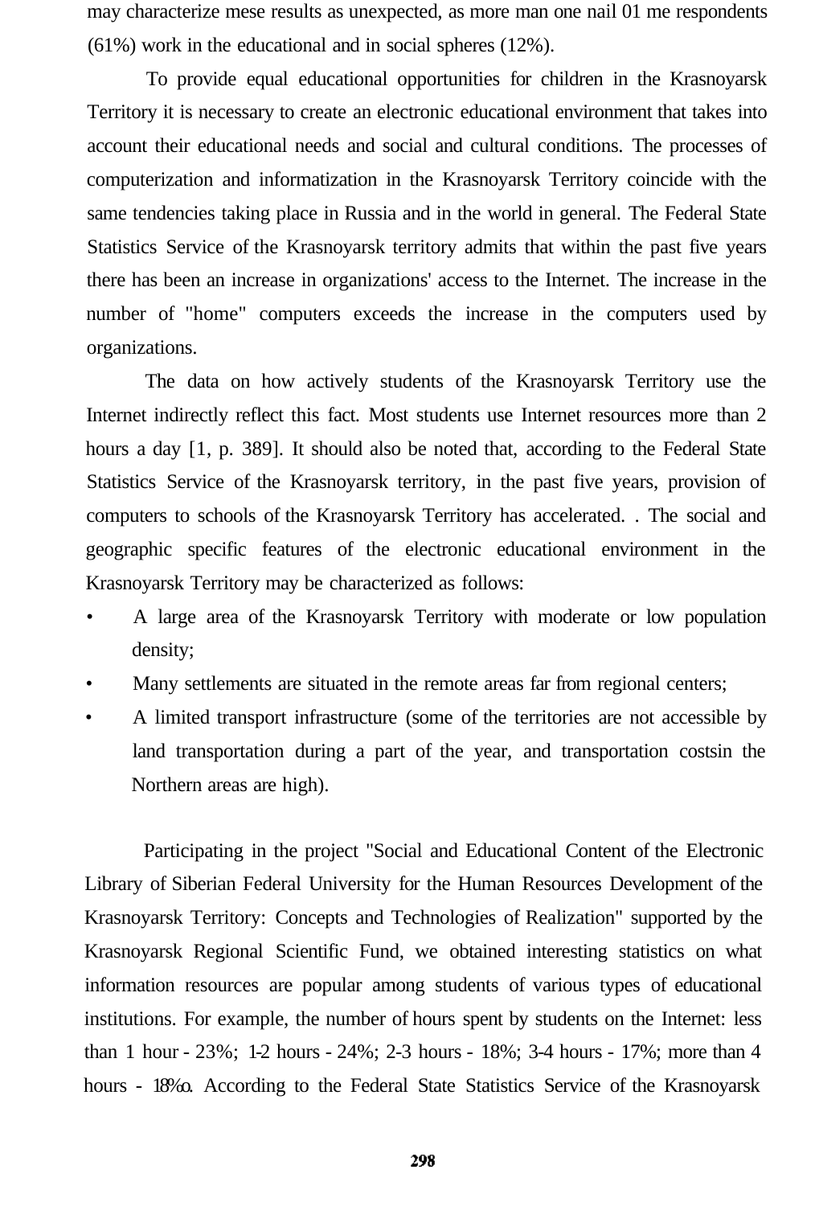may characterize mese results as unexpected, as more man one nail 01 me respondents (61%) work in the educational and in social spheres (12%).

To provide equal educational opportunities for children in the Krasnoyarsk Territory it is necessary to create an electronic educational environment that takes into account their educational needs and social and cultural conditions. The processes of computerization and informatization in the Krasnoyarsk Territory coincide with the same tendencies taking place in Russia and in the world in general. The Federal State Statistics Service of the Krasnoyarsk territory admits that within the past five years there has been an increase in organizations' access to the Internet. The increase in the number of "home" computers exceeds the increase in the computers used by organizations.

The data on how actively students of the Krasnoyarsk Territory use the Internet indirectly reflect this fact. Most students use Internet resources more than 2 hours a day [1, p. 389]. It should also be noted that, according to the Federal State Statistics Service of the Krasnoyarsk territory, in the past five years, provision of computers to schools of the Krasnoyarsk Territory has accelerated. . The social and geographic specific features of the electronic educational environment in the Krasnoyarsk Territory may be characterized as follows:

- A large area of the Krasnoyarsk Territory with moderate or low population density;
- Many settlements are situated in the remote areas far from regional centers;
- A limited transport infrastructure (some of the territories are not accessible by land transportation during a part of the year, and transportation costsin the Northern areas are high).

Participating in the project "Social and Educational Content of the Electronic Library of Siberian Federal University for the Human Resources Development of the Krasnoyarsk Territory: Concepts and Technologies of Realization" supported by the Krasnoyarsk Regional Scientific Fund, we obtained interesting statistics on what information resources are popular among students of various types of educational institutions. For example, the number of hours spent by students on the Internet: less than 1 hour - 23%; 1-2 hours - 24%; 2-3 hours - 18%; 3-4 hours - 17%; more than 4 hours - 18%o. According to the Federal State Statistics Service of the Krasnoyarsk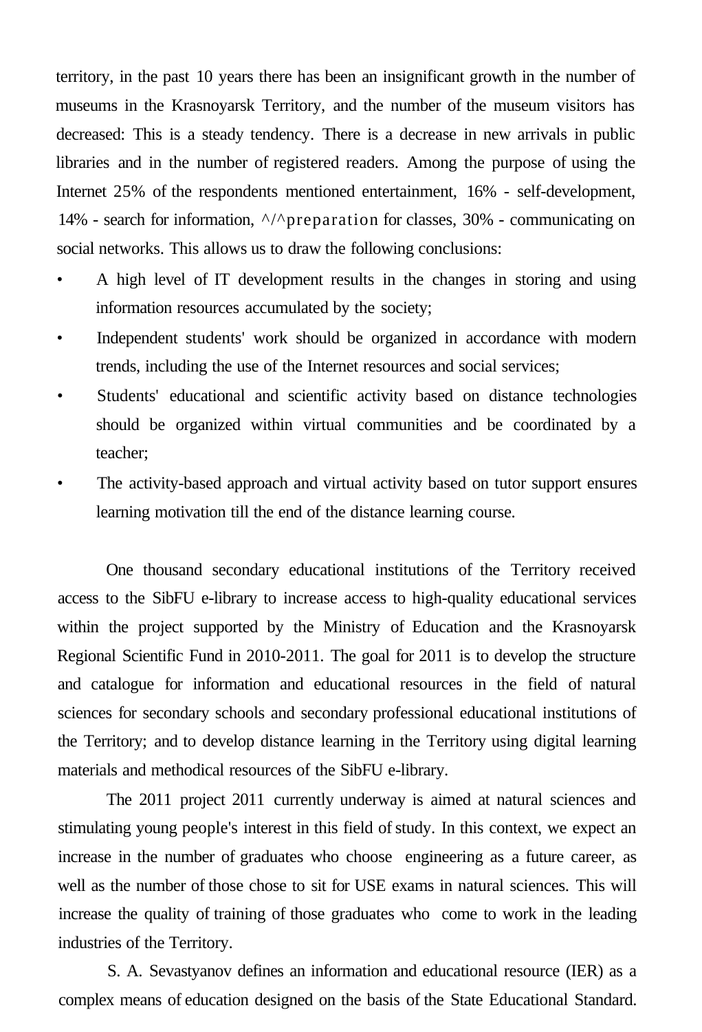territory, in the past 10 years there has been an insignificant growth in the number of museums in the Krasnoyarsk Territory, and the number of the museum visitors has decreased: This is a steady tendency. There is a decrease in new arrivals in public libraries and in the number of registered readers. Among the purpose of using the Internet 25% of the respondents mentioned entertainment, 16% - self-development, 14% - search for information, ^/^preparation for classes, 30% - communicating on social networks. This allows us to draw the following conclusions:

- A high level of IT development results in the changes in storing and using information resources accumulated by the society;
- Independent students' work should be organized in accordance with modern trends, including the use of the Internet resources and social services;
- Students' educational and scientific activity based on distance technologies should be organized within virtual communities and be coordinated by a teacher;
- The activity-based approach and virtual activity based on tutor support ensures learning motivation till the end of the distance learning course.

One thousand secondary educational institutions of the Territory received access to the SibFU e-library to increase access to high-quality educational services within the project supported by the Ministry of Education and the Krasnoyarsk Regional Scientific Fund in 2010-2011. The goal for 2011 is to develop the structure and catalogue for information and educational resources in the field of natural sciences for secondary schools and secondary professional educational institutions of the Territory; and to develop distance learning in the Territory using digital learning materials and methodical resources of the SibFU e-library.

The 2011 project 2011 currently underway is aimed at natural sciences and stimulating young people's interest in this field of study. In this context, we expect an increase in the number of graduates who choose engineering as a future career, as well as the number of those chose to sit for USE exams in natural sciences. This will increase the quality of training of those graduates who come to work in the leading industries of the Territory.

S. A. Sevastyanov defines an information and educational resource (IER) as a complex means of education designed on the basis of the State Educational Standard.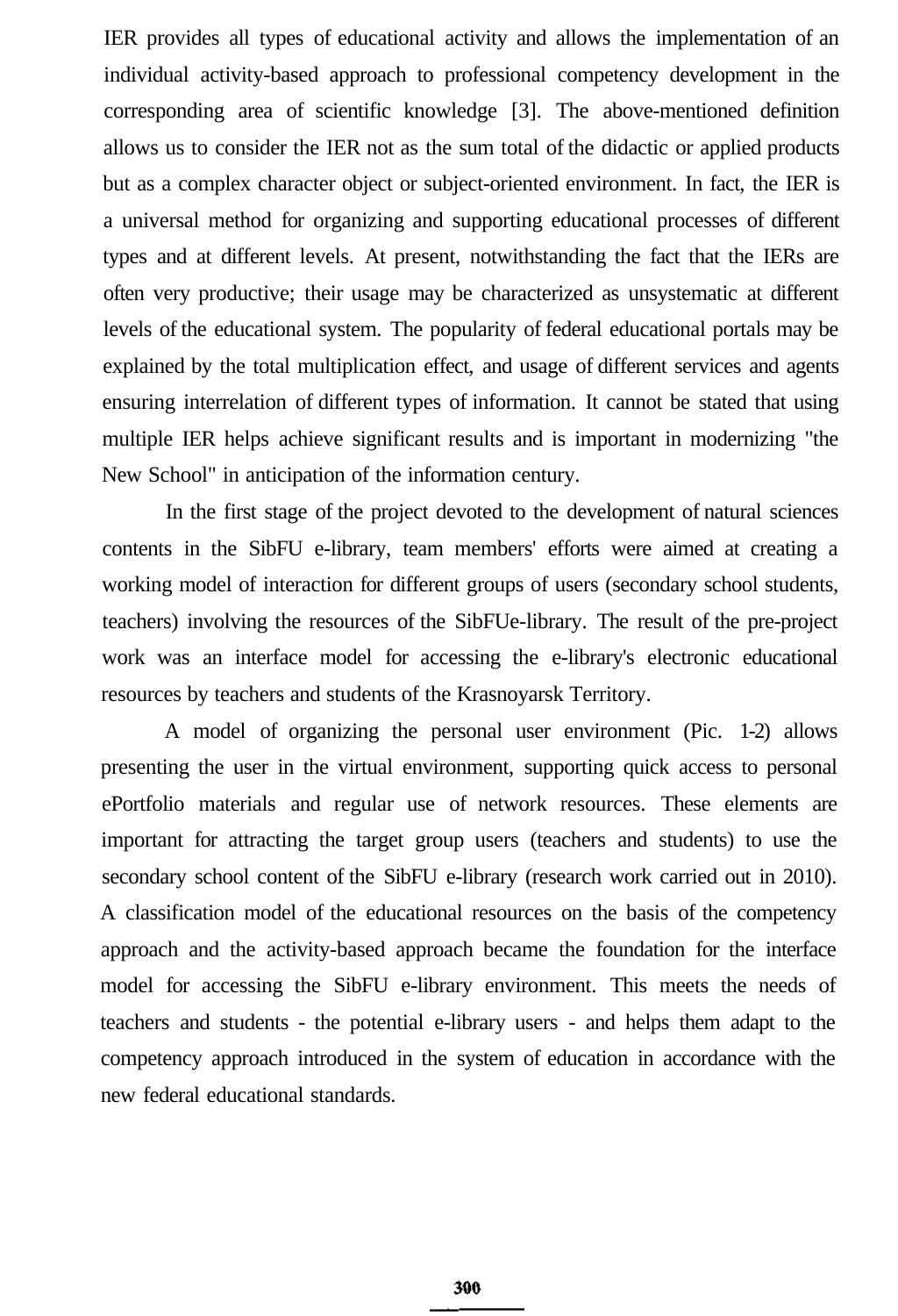IER provides all types of educational activity and allows the implementation of an individual activity-based approach to professional competency development in the corresponding area of scientific knowledge [3]. The above-mentioned definition allows us to consider the IER not as the sum total of the didactic or applied products but as a complex character object or subject-oriented environment. In fact, the IER is a universal method for organizing and supporting educational processes of different types and at different levels. At present, notwithstanding the fact that the IERs are often very productive; their usage may be characterized as unsystematic at different levels of the educational system. The popularity of federal educational portals may be explained by the total multiplication effect, and usage of different services and agents ensuring interrelation of different types of information. It cannot be stated that using multiple IER helps achieve significant results and is important in modernizing "the New School" in anticipation of the information century.

In the first stage of the project devoted to the development of natural sciences contents in the SibFU e-library, team members' efforts were aimed at creating a working model of interaction for different groups of users (secondary school students, teachers) involving the resources of the SibFUe-library. The result of the pre-project work was an interface model for accessing the e-library's electronic educational resources by teachers and students of the Krasnoyarsk Territory.

A model of organizing the personal user environment (Pic. 1-2) allows presenting the user in the virtual environment, supporting quick access to personal ePortfolio materials and regular use of network resources. These elements are important for attracting the target group users (teachers and students) to use the secondary school content of the SibFU e-library (research work carried out in 2010). A classification model of the educational resources on the basis of the competency approach and the activity-based approach became the foundation for the interface model for accessing the SibFU e-library environment. This meets the needs of teachers and students - the potential e-library users - and helps them adapt to the competency approach introduced in the system of education in accordance with the new federal educational standards.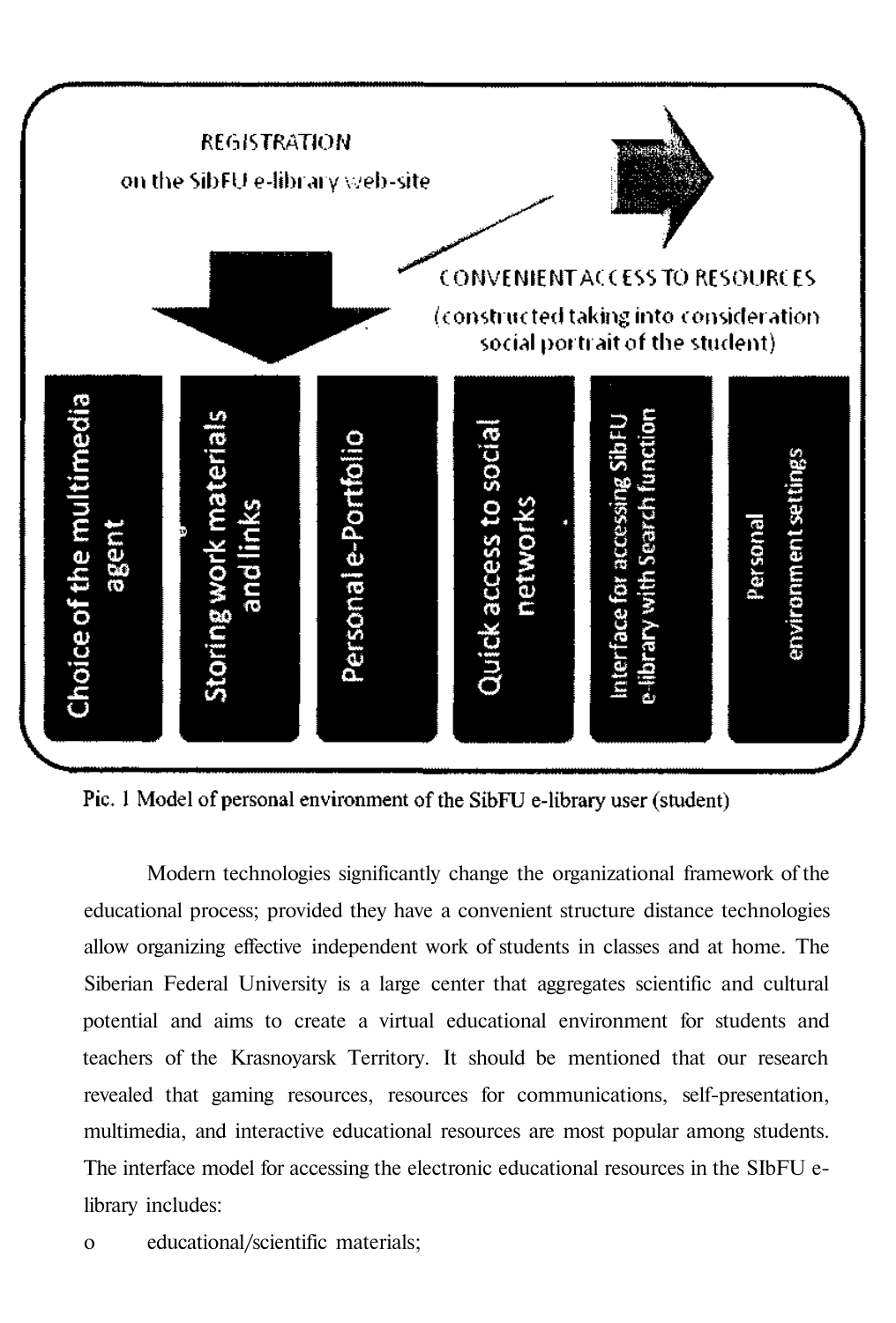REGISTRATION

on the SibFU e-library web-site

CONVENIENT ACCESS TO RESOURCES

(constructed taking into consideration social portrait of the student)

- Choice of the multimedia agent
- Storing work materials and links
- Personal e-Portfolio
- Quick access to social networks
- Interface for accessing SibFU e-library with Search function
- Personal environment settings

Pic. 1 Model of personal environment of the SibFU e-library user (student)

Modern technologies significantly change the organizational framework of the educational process; provided they have a convenient structure distance technologies allow organizing effective independent work of students in classes and at home. The Siberian Federal University is a large center that aggregates scientific and cultural potential and aims to create a virtual educational environment for students and teachers of the Krasnoyarsk Territory. It should be mentioned that our research revealed that gaming resources, resources for communications, self-presentation, multimedia, and interactive educational resources are most popular among students. The interface model for accessing the electronic educational resources in the SIbFU e-library includes:

- educational/scientific materials;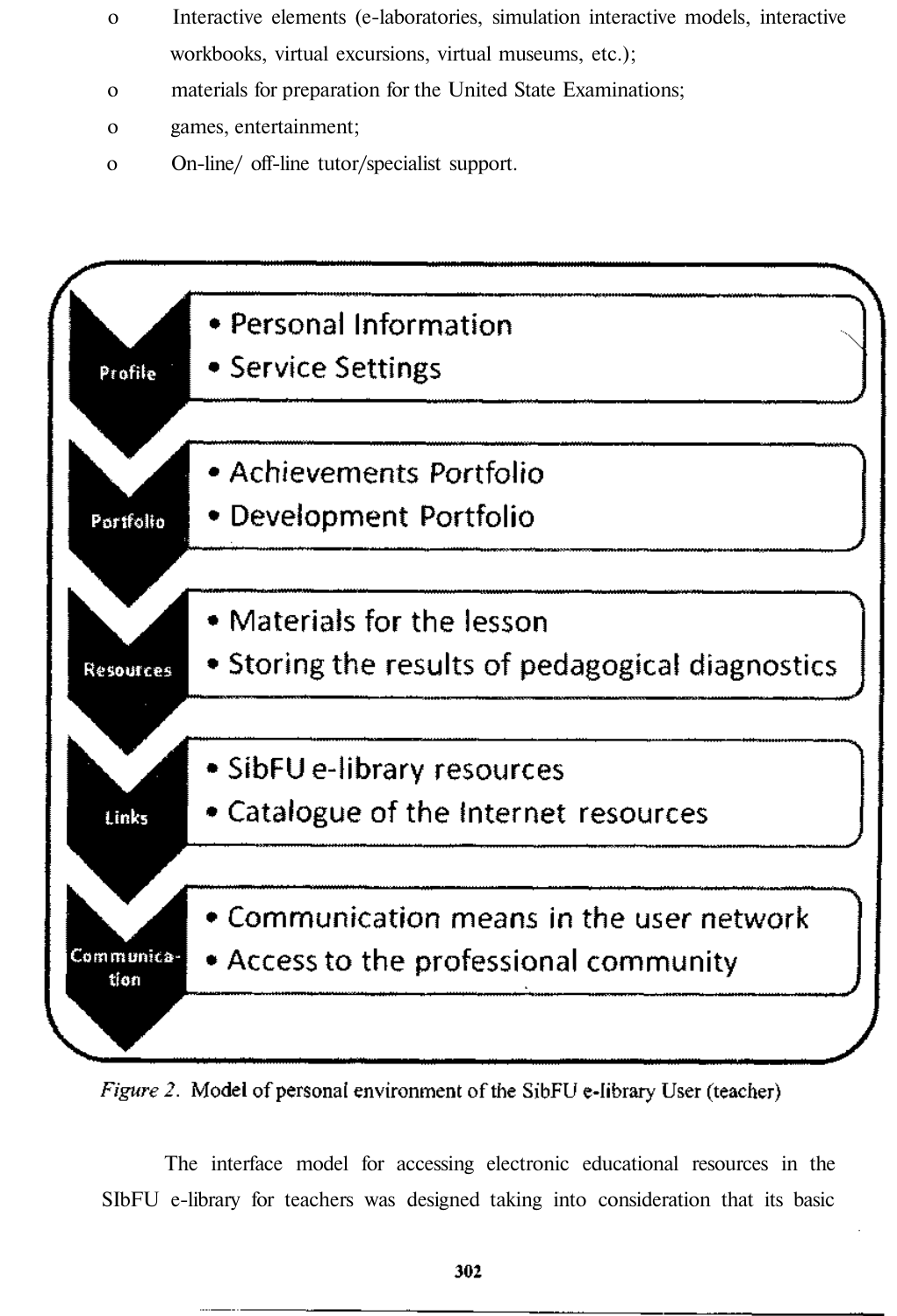- Interactive elements (e-laboratories, simulation interactive models, interactive workbooks, virtual excursions, virtual museums, etc.);
- materials for preparation for the United State Examinations;
- games, entertainment;
- On-line/ off-line tutor/specialist support.

| | |
|---|---|
| **Profile** | • Personal Information<br>• Service Settings |
| **Portfolio** | • Achievements Portfolio<br>• Development Portfolio |
| **Resources** | • Materials for the lesson<br>• Storing the results of pedagogical diagnostics |
| **Links** | • SibFU e-library resources<br>• Catalogue of the Internet resources |
| **Communication** | • Communication means in the user network<br>• Access to the professional community |

*Figure 2.* Model of personal environment of the SibFU e-library User (teacher)

The interface model for accessing electronic educational resources in the SIbFU e-library for teachers was designed taking into consideration that its basic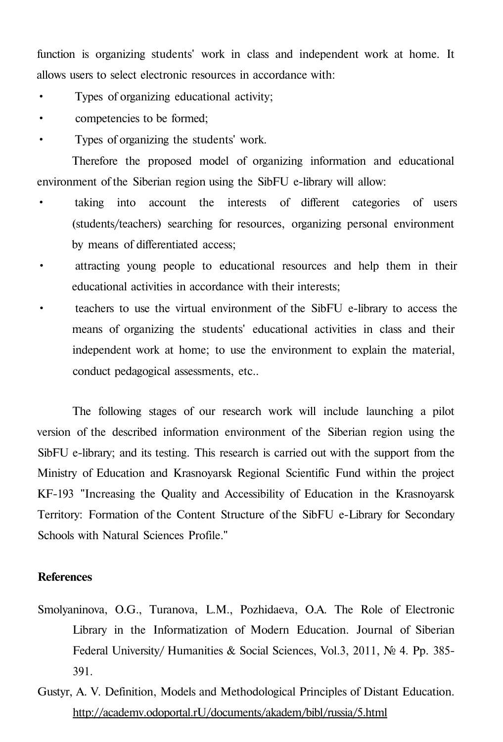function is organizing students' work in class and independent work at home. It allows users to select electronic resources in accordance with:

- Types of organizing educational activity;
- competencies to be formed;
- Types of organizing the students' work.

Therefore the proposed model of organizing information and educational environment of the Siberian region using the SibFU e-library will allow:

- taking into account the interests of different categories of users (students/teachers) searching for resources, organizing personal environment by means of differentiated access;
- attracting young people to educational resources and help them in their educational activities in accordance with their interests;
- teachers to use the virtual environment of the SibFU e-library to access the means of organizing the students' educational activities in class and their independent work at home; to use the environment to explain the material, conduct pedagogical assessments, etc..

The following stages of our research work will include launching a pilot version of the described information environment of the Siberian region using the SibFU e-library; and its testing. This research is carried out with the support from the Ministry of Education and Krasnoyarsk Regional Scientific Fund within the project KF-193 "Increasing the Quality and Accessibility of Education in the Krasnoyarsk Territory: Formation of the Content Structure of the SibFU e-Library for Secondary Schools with Natural Sciences Profile."

**References**

Smolyaninova, O.G., Turanova, L.M., Pozhidaeva, O.A. The Role of Electronic Library in the Informatization of Modern Education. Journal of Siberian Federal University/ Humanities & Social Sciences, Vol.3, 2011, № 4. Pp. 385-391.

Gustyr, A. V. Definition, Models and Methodological Principles of Distant Education. http://academv.odoportal.rU/documents/akadem/bibl/russia/5.html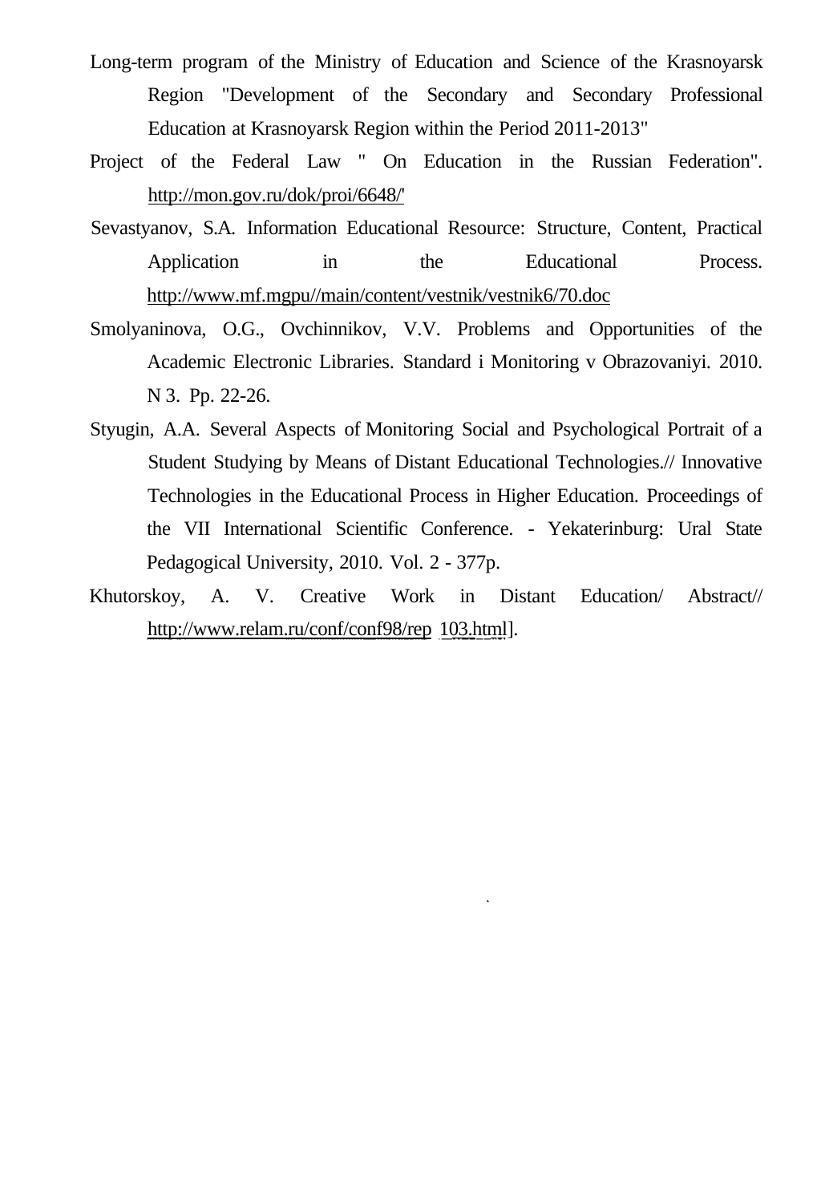Long-term program of the Ministry of Education and Science of the Krasnoyarsk Region "Development of the Secondary and Secondary Professional Education at Krasnoyarsk Region within the Period 2011-2013"

Project of the Federal Law " On Education in the Russian Federation". http://mon.gov.ru/dok/proi/6648/'

Sevastyanov, S.A. Information Educational Resource: Structure, Content, Practical Application in the Educational Process. http://www.mf.mgpu//main/content/vestnik/vestnik6/70.doc

Smolyaninova, O.G., Ovchinnikov, V.V. Problems and Opportunities of the Academic Electronic Libraries. Standard i Monitoring v Obrazovaniyi. 2010. N 3. Pp. 22-26.

Styugin, A.A. Several Aspects of Monitoring Social and Psychological Portrait of a Student Studying by Means of Distant Educational Technologies.// Innovative Technologies in the Educational Process in Higher Education. Proceedings of the VII International Scientific Conference. - Yekaterinburg: Ural State Pedagogical University, 2010. Vol. 2 - 377p.

Khutorskoy, A. V. Creative Work in Distant Education/ Abstract// http://www.relam.ru/conf/conf98/rep 103.html].